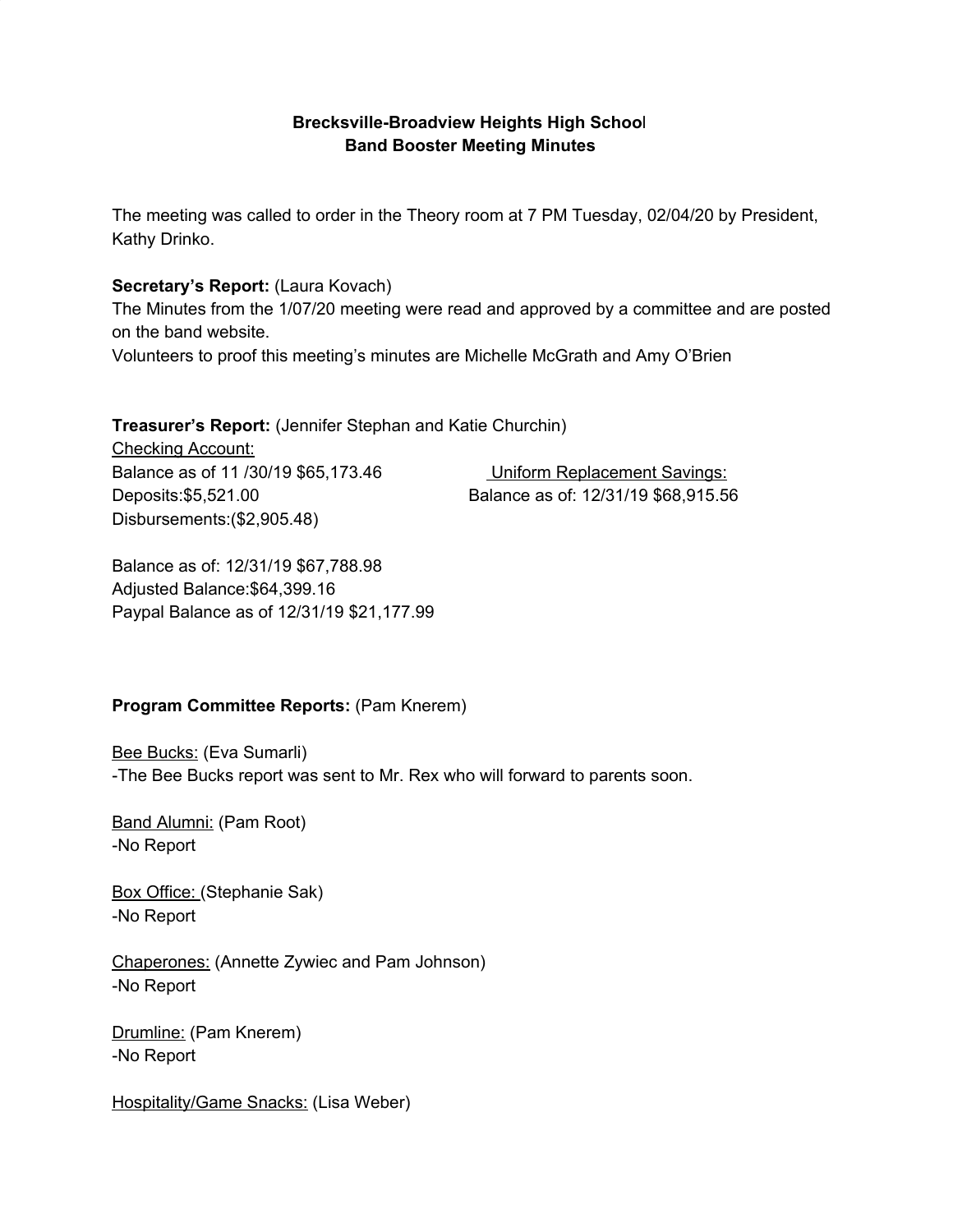**Brecksville-Broadview Heights High School**
**Band Booster Meeting Minutes**

The meeting was called to order in the Theory room at 7 PM Tuesday, 02/04/20 by President, Kathy Drinko.

**Secretary's Report:** (Laura Kovach)
The Minutes from the 1/07/20 meeting were read and approved by a committee and are posted on the band website.
Volunteers to proof this meeting's minutes are Michelle McGrath and Amy O'Brien

**Treasurer's Report:** (Jennifer Stephan and Katie Churchin)

Checking Account:
Balance as of 11 /30/19 $65,173.46
Deposits:$5,521.00
Disbursements:($2,905.48)

Balance as of: 12/31/19 $67,788.98
Adjusted Balance:$64,399.16
Paypal Balance as of 12/31/19 $21,177.99

Uniform Replacement Savings:
Balance as of: 12/31/19 $68,915.56

**Program Committee Reports:** (Pam Knerem)

Bee Bucks: (Eva Sumarli)
-The Bee Bucks report was sent to Mr. Rex who will forward to parents soon.

Band Alumni: (Pam Root)
-No Report

Box Office: (Stephanie Sak)
-No Report

Chaperones: (Annette Zywiec and Pam Johnson)
-No Report

Drumline: (Pam Knerem)
-No Report

Hospitality/Game Snacks: (Lisa Weber)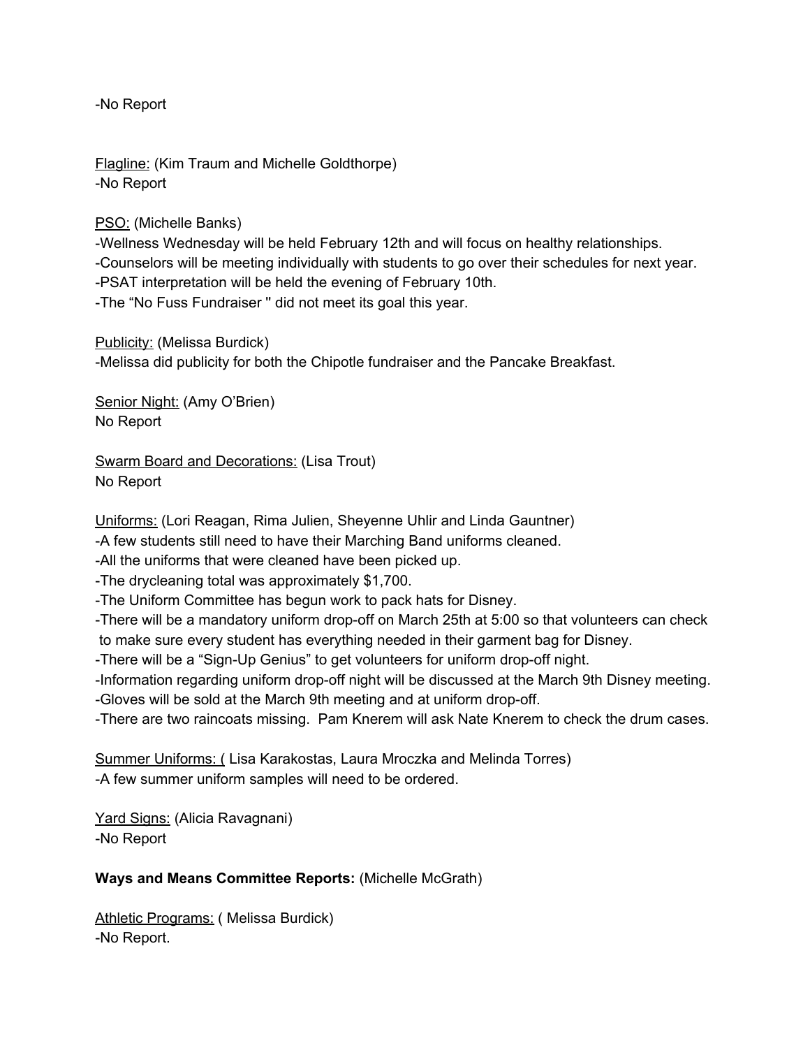-No Report

<u>Flagline:</u> (Kim Traum and Michelle Goldthorpe)
-No Report

<u>PSO:</u> (Michelle Banks)
-Wellness Wednesday will be held February 12th and will focus on healthy relationships.
-Counselors will be meeting individually with students to go over their schedules for next year.
-PSAT interpretation will be held the evening of February 10th.
-The "No Fuss Fundraiser '' did not meet its goal this year.

<u>Publicity:</u> (Melissa Burdick)
-Melissa did publicity for both the Chipotle fundraiser and the Pancake Breakfast.

<u>Senior Night:</u> (Amy O'Brien)
No Report

<u>Swarm Board and Decorations:</u> (Lisa Trout)
No Report

<u>Uniforms:</u> (Lori Reagan, Rima Julien, Sheyenne Uhlir and Linda Gauntner)
-A few students still need to have their Marching Band uniforms cleaned.
-All the uniforms that were cleaned have been picked up.
-The drycleaning total was approximately $1,700.
-The Uniform Committee has begun work to pack hats for Disney.
-There will be a mandatory uniform drop-off on March 25th at 5:00 so that volunteers can check to make sure every student has everything needed in their garment bag for Disney.
-There will be a "Sign-Up Genius" to get volunteers for uniform drop-off night.
-Information regarding uniform drop-off night will be discussed at the March 9th Disney meeting.
-Gloves will be sold at the March 9th meeting and at uniform drop-off.
-There are two raincoats missing. Pam Knerem will ask Nate Knerem to check the drum cases.

<u>Summer Uniforms: (</u> Lisa Karakostas, Laura Mroczka and Melinda Torres)
-A few summer uniform samples will need to be ordered.

<u>Yard Signs:</u> (Alicia Ravagnani)
-No Report

**Ways and Means Committee Reports:** (Michelle McGrath)

<u>Athletic Programs:</u> ( Melissa Burdick)
-No Report.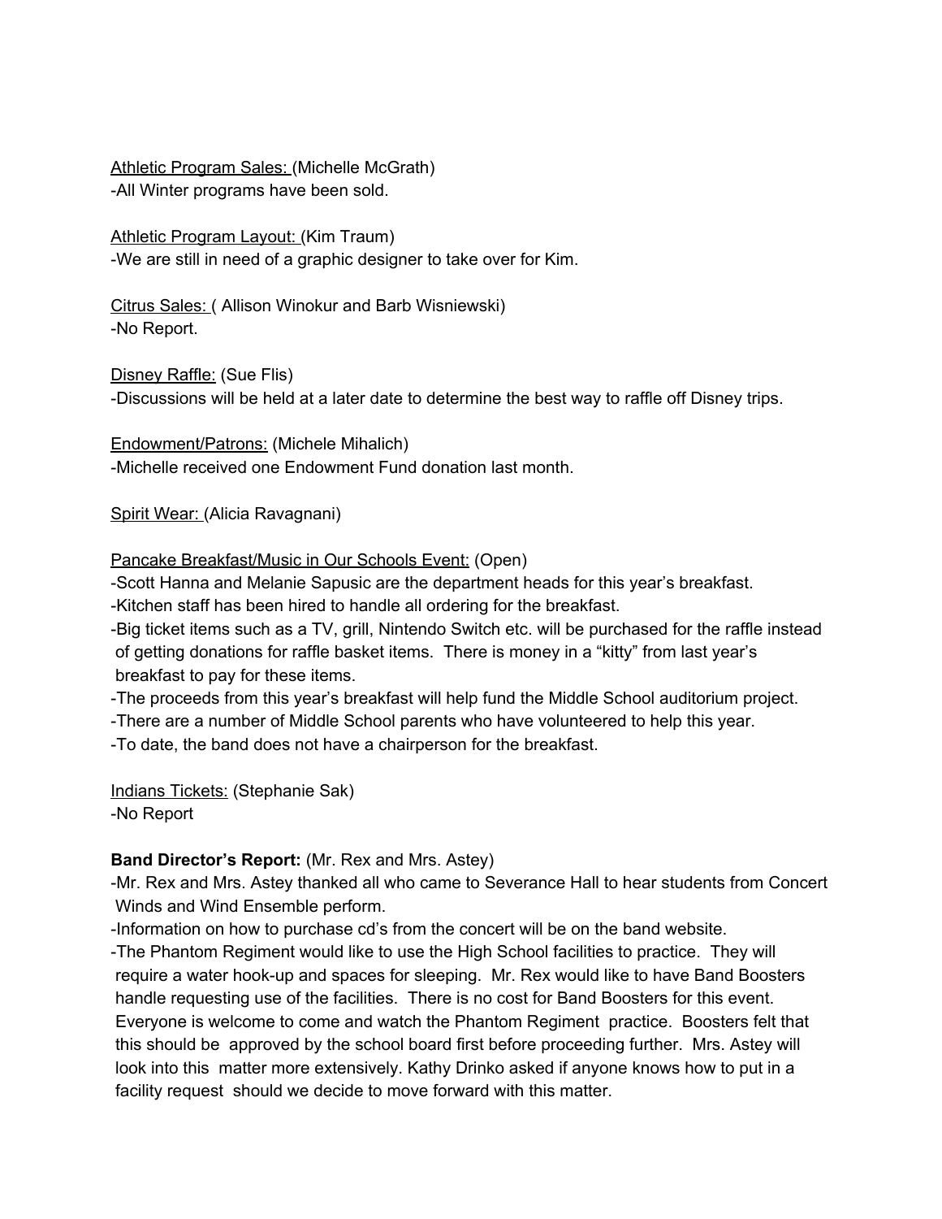Athletic Program Sales: (Michelle McGrath)
-All Winter programs have been sold.

Athletic Program Layout: (Kim Traum)
-We are still in need of a graphic designer to take over for Kim.

Citrus Sales: ( Allison Winokur and Barb Wisniewski)
-No Report.

Disney Raffle: (Sue Flis)
-Discussions will be held at a later date to determine the best way to raffle off Disney trips.

Endowment/Patrons: (Michele Mihalich)
-Michelle received one Endowment Fund donation last month.

Spirit Wear: (Alicia Ravagnani)

Pancake Breakfast/Music in Our Schools Event: (Open)
-Scott Hanna and Melanie Sapusic are the department heads for this year's breakfast.
-Kitchen staff has been hired to handle all ordering for the breakfast.
-Big ticket items such as a TV, grill, Nintendo Switch etc. will be purchased for the raffle instead of getting donations for raffle basket items. There is money in a "kitty" from last year's breakfast to pay for these items.
-The proceeds from this year's breakfast will help fund the Middle School auditorium project.
-There are a number of Middle School parents who have volunteered to help this year.
-To date, the band does not have a chairperson for the breakfast.

Indians Tickets: (Stephanie Sak)
-No Report

**Band Director's Report:** (Mr. Rex and Mrs. Astey)
-Mr. Rex and Mrs. Astey thanked all who came to Severance Hall to hear students from Concert Winds and Wind Ensemble perform.
-Information on how to purchase cd's from the concert will be on the band website.
-The Phantom Regiment would like to use the High School facilities to practice. They will require a water hook-up and spaces for sleeping. Mr. Rex would like to have Band Boosters handle requesting use of the facilities. There is no cost for Band Boosters for this event. Everyone is welcome to come and watch the Phantom Regiment practice. Boosters felt that this should be approved by the school board first before proceeding further. Mrs. Astey will look into this matter more extensively. Kathy Drinko asked if anyone knows how to put in a facility request should we decide to move forward with this matter.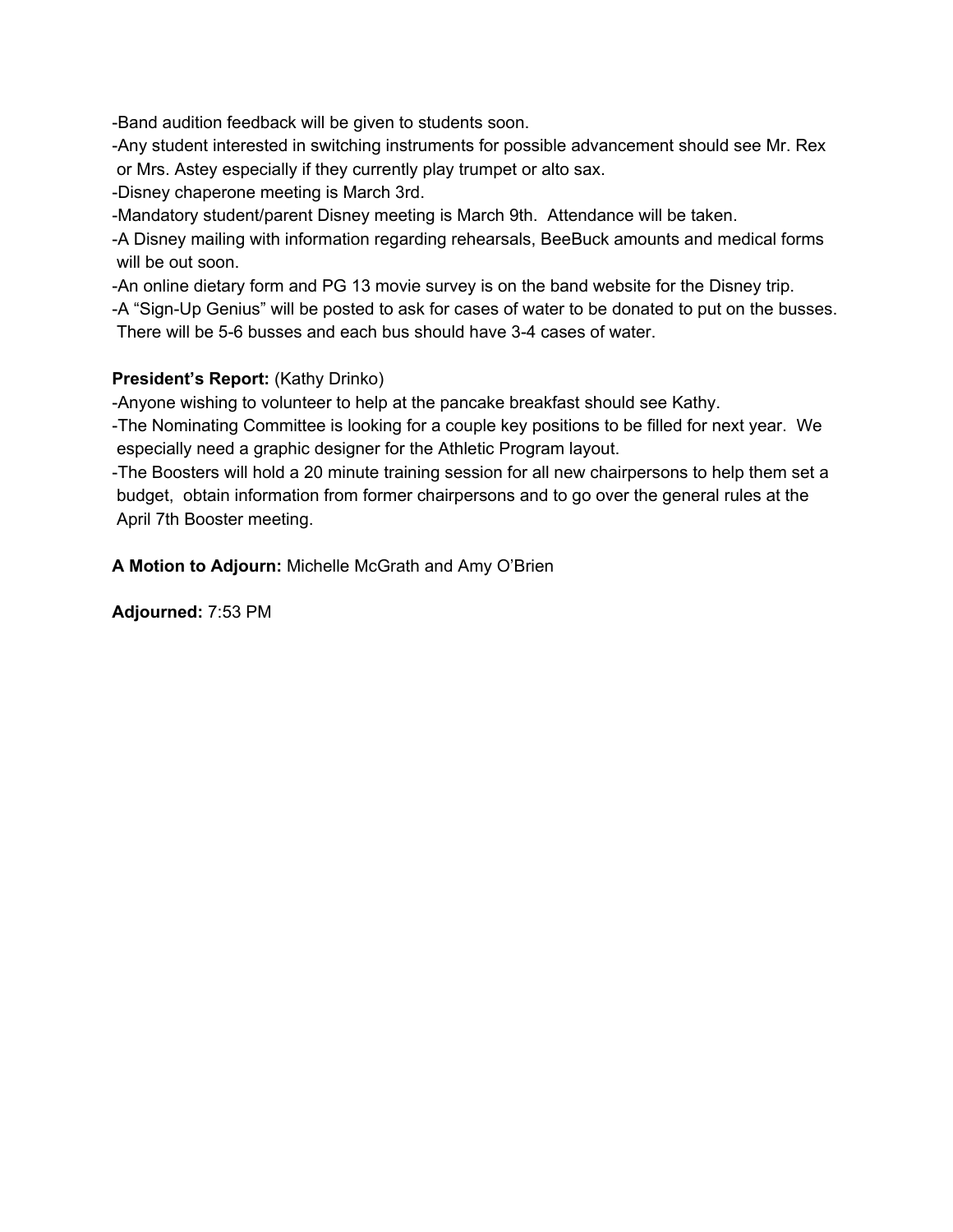-Band audition feedback will be given to students soon.
-Any student interested in switching instruments for possible advancement should see Mr. Rex or Mrs. Astey especially if they currently play trumpet or alto sax.
-Disney chaperone meeting is March 3rd.
-Mandatory student/parent Disney meeting is March 9th. Attendance will be taken.
-A Disney mailing with information regarding rehearsals, BeeBuck amounts and medical forms will be out soon.
-An online dietary form and PG 13 movie survey is on the band website for the Disney trip.
-A "Sign-Up Genius" will be posted to ask for cases of water to be donated to put on the busses. There will be 5-6 busses and each bus should have 3-4 cases of water.

**President's Report:** (Kathy Drinko)
-Anyone wishing to volunteer to help at the pancake breakfast should see Kathy.
-The Nominating Committee is looking for a couple key positions to be filled for next year. We especially need a graphic designer for the Athletic Program layout.
-The Boosters will hold a 20 minute training session for all new chairpersons to help them set a budget, obtain information from former chairpersons and to go over the general rules at the April 7th Booster meeting.

**A Motion to Adjourn:** Michelle McGrath and Amy O'Brien

**Adjourned:** 7:53 PM